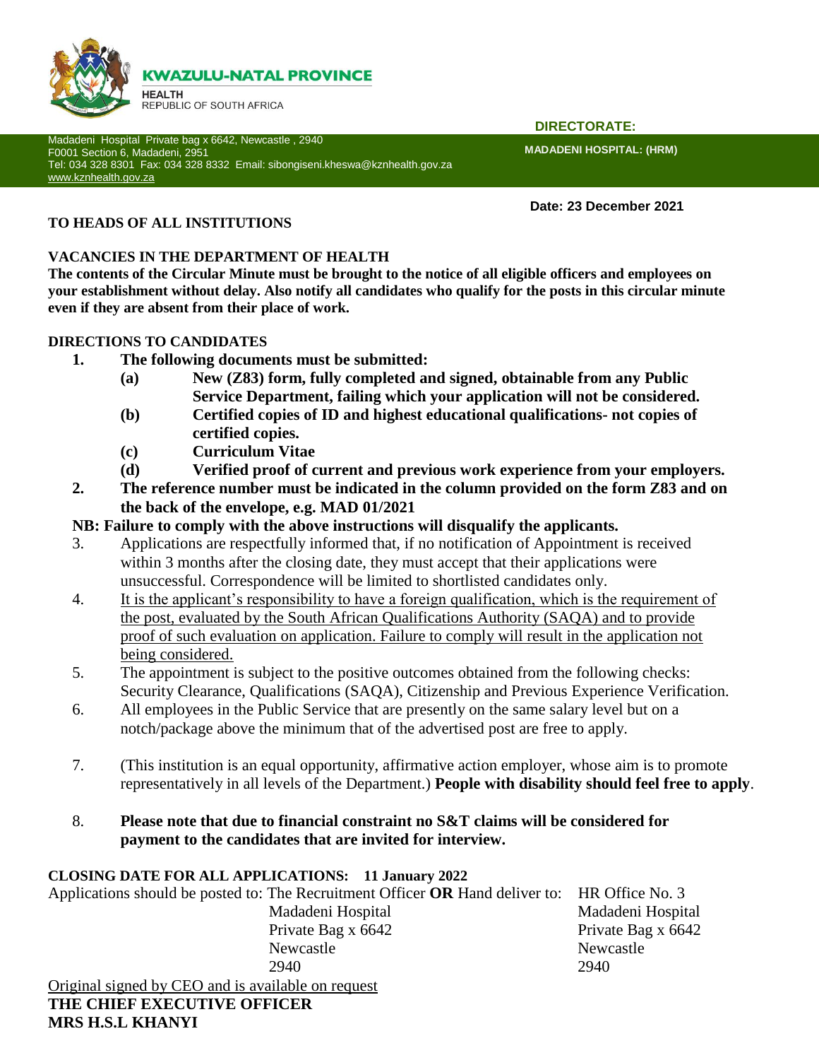**KWAZULU-NATAL PROVINCE**

HEALTH
REPUBLIC OF SOUTH AFRICA

**DIRECTORATE:**

Madadeni Hospital Private bag x 6642, Newcastle , 2940
F0001 Section 6, Madadeni, 2951
Tel: 034 328 8301 Fax: 034 328 8332 Email: sibongiseni.kheswa@kznhealth.gov.za
www.kznhealth.gov.za

**MADADENI HOSPITAL: (HRM)**

**Date: 23 December 2021**

**TO HEADS OF ALL INSTITUTIONS**

**VACANCIES IN THE DEPARTMENT OF HEALTH**

**The contents of the Circular Minute must be brought to the notice of all eligible officers and employees on your establishment without delay. Also notify all candidates who qualify for the posts in this circular minute even if they are absent from their place of work.**

**DIRECTIONS TO CANDIDATES**

1. **The following documents must be submitted:**
   - **(a) New (Z83) form, fully completed and signed, obtainable from any Public Service Department, failing which your application will not be considered.**
   - **(b) Certified copies of ID and highest educational qualifications- not copies of certified copies.**
   - **(c) Curriculum Vitae**
   - **(d) Verified proof of current and previous work experience from your employers.**
2. **The reference number must be indicated in the column provided on the form Z83 and on the back of the envelope, e.g. MAD 01/2021**

**NB: Failure to comply with the above instructions will disqualify the applicants.**

3. Applications are respectfully informed that, if no notification of Appointment is received within 3 months after the closing date, they must accept that their applications were unsuccessful. Correspondence will be limited to shortlisted candidates only.
4. It is the applicant's responsibility to have a foreign qualification, which is the requirement of the post, evaluated by the South African Qualifications Authority (SAQA) and to provide proof of such evaluation on application. Failure to comply will result in the application not being considered.
5. The appointment is subject to the positive outcomes obtained from the following checks: Security Clearance, Qualifications (SAQA), Citizenship and Previous Experience Verification.
6. All employees in the Public Service that are presently on the same salary level but on a notch/package above the minimum that of the advertised post are free to apply.
7. (This institution is an equal opportunity, affirmative action employer, whose aim is to promote representatively in all levels of the Department.) **People with disability should feel free to apply**.
8. **Please note that due to financial constraint no S&T claims will be considered for payment to the candidates that are invited for interview.**

**CLOSING DATE FOR ALL APPLICATIONS: 11 January 2022**

Applications should be posted to: The Recruitment Officer **OR** Hand deliver to:

| Posted to | Hand deliver to |
|---|---|
| The Recruitment Officer | HR Office No. 3 |
| Madadeni Hospital | Madadeni Hospital |
| Private Bag x 6642 | Private Bag x 6642 |
| Newcastle | Newcastle |
| 2940 | 2940 |

Original signed by CEO and is available on request

**THE CHIEF EXECUTIVE OFFICER**
**MRS H.S.L KHANYI**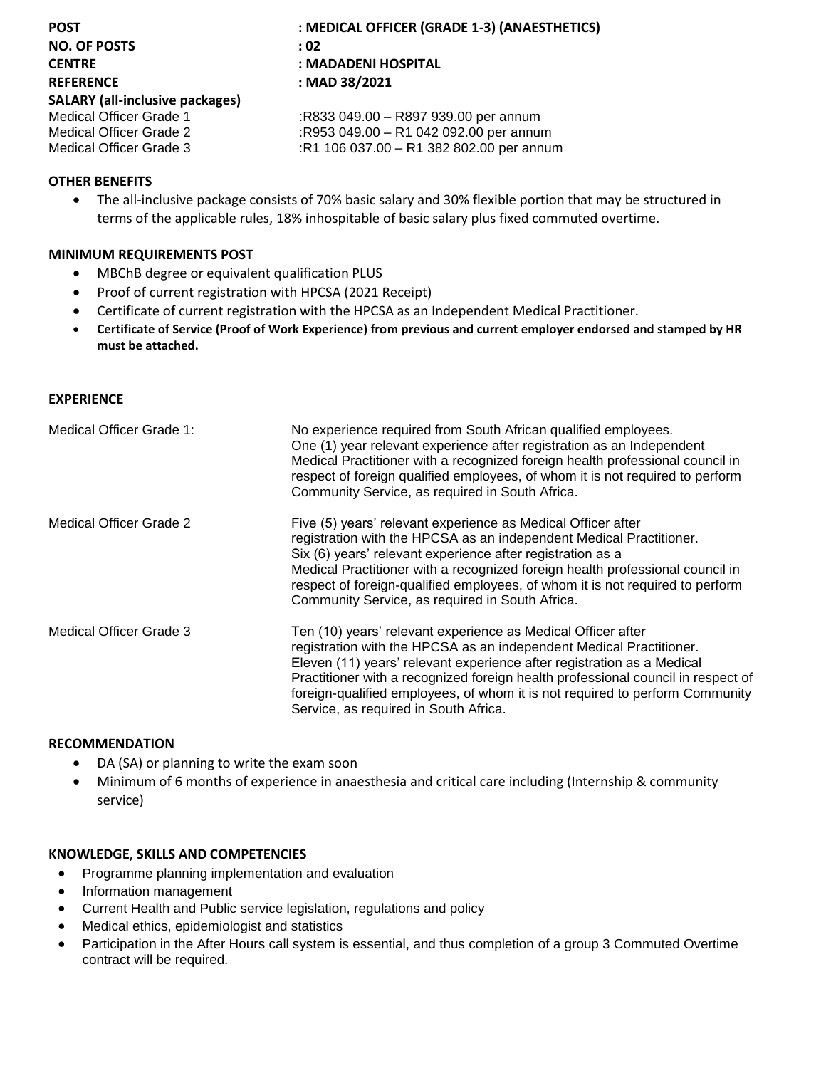**POST** : **MEDICAL OFFICER (GRADE 1-3) (ANAESTHETICS)**
**NO. OF POSTS** : **02**
**CENTRE** : **MADADENI HOSPITAL**
**REFERENCE** : **MAD 38/2021**

**SALARY (all-inclusive packages)**

Medical Officer Grade 1 :R833 049.00 – R897 939.00 per annum
Medical Officer Grade 2 :R953 049.00 – R1 042 092.00 per annum
Medical Officer Grade 3 :R1 106 037.00 – R1 382 802.00 per annum

**OTHER BENEFITS**

- The all-inclusive package consists of 70% basic salary and 30% flexible portion that may be structured in terms of the applicable rules, 18% inhospitable of basic salary plus fixed commuted overtime.

**MINIMUM REQUIREMENTS POST**

- MBChB degree or equivalent qualification PLUS
- Proof of current registration with HPCSA (2021 Receipt)
- Certificate of current registration with the HPCSA as an Independent Medical Practitioner.
- **Certificate of Service (Proof of Work Experience) from previous and current employer endorsed and stamped by HR must be attached.**

**EXPERIENCE**

Medical Officer Grade 1: No experience required from South African qualified employees. One (1) year relevant experience after registration as an Independent Medical Practitioner with a recognized foreign health professional council in respect of foreign qualified employees, of whom it is not required to perform Community Service, as required in South Africa.

Medical Officer Grade 2 Five (5) years' relevant experience as Medical Officer after registration with the HPCSA as an independent Medical Practitioner. Six (6) years' relevant experience after registration as a Medical Practitioner with a recognized foreign health professional council in respect of foreign-qualified employees, of whom it is not required to perform Community Service, as required in South Africa.

Medical Officer Grade 3 Ten (10) years' relevant experience as Medical Officer after registration with the HPCSA as an independent Medical Practitioner. Eleven (11) years' relevant experience after registration as a Medical Practitioner with a recognized foreign health professional council in respect of foreign-qualified employees, of whom it is not required to perform Community Service, as required in South Africa.

**RECOMMENDATION**

- DA (SA) or planning to write the exam soon
- Minimum of 6 months of experience in anaesthesia and critical care including (Internship & community service)

**KNOWLEDGE, SKILLS AND COMPETENCIES**

- Programme planning implementation and evaluation
- Information management
- Current Health and Public service legislation, regulations and policy
- Medical ethics, epidemiologist and statistics
- Participation in the After Hours call system is essential, and thus completion of a group 3 Commuted Overtime contract will be required.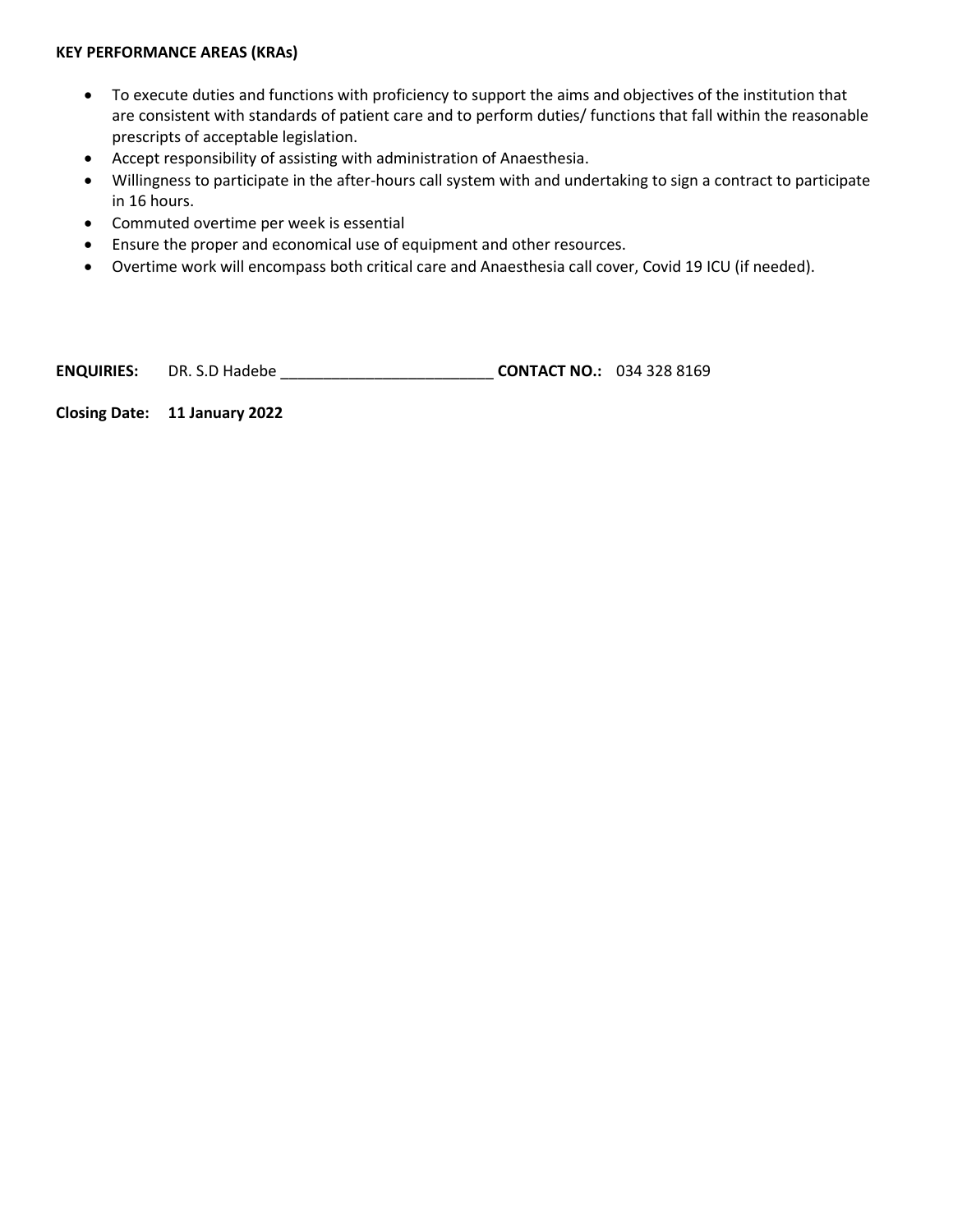**KEY PERFORMANCE AREAS (KRAs)**

- To execute duties and functions with proficiency to support the aims and objectives of the institution that are consistent with standards of patient care and to perform duties/ functions that fall within the reasonable prescripts of acceptable legislation.
- Accept responsibility of assisting with administration of Anaesthesia.
- Willingness to participate in the after-hours call system with and undertaking to sign a contract to participate in 16 hours.
- Commuted overtime per week is essential
- Ensure the proper and economical use of equipment and other resources.
- Overtime work will encompass both critical care and Anaesthesia call cover, Covid 19 ICU (if needed).

**ENQUIRIES:** DR. S.D Hadebe _________________________ **CONTACT NO.:** 034 328 8169

**Closing Date: 11 January 2022**